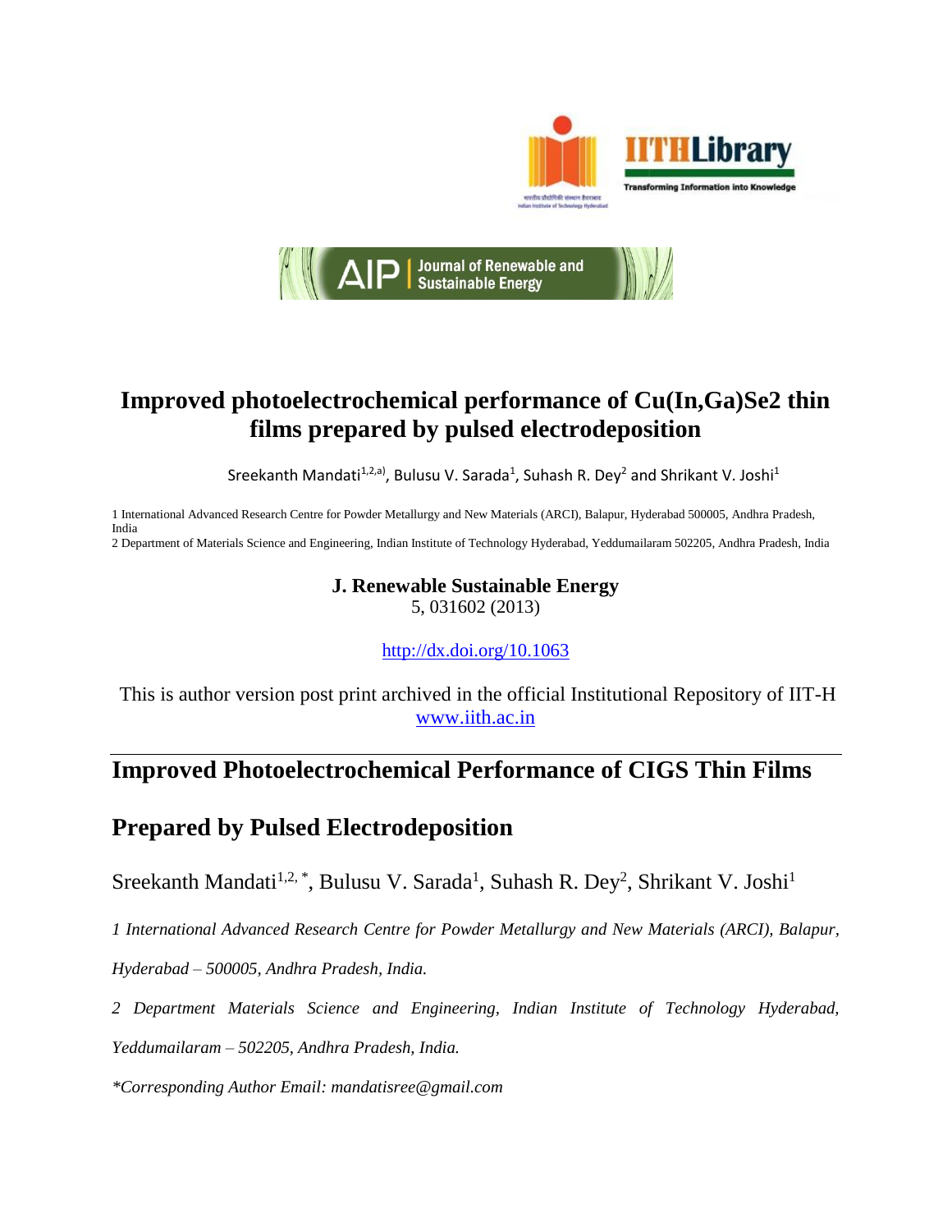# Improved photoelectrochemical performance of Cu(In,Ga)Se2 thin films prepared by pulsed electrodeposition

Sreekanth Mandati[1,2,a)], Bulusu V. Sarada[1], Suhash R. Dey[2] and Shrikant V. Joshi[1]

1 International Advanced Research Centre for Powder Metallurgy and New Materials (ARCI), Balapur, Hyderabad 500005, Andhra Pradesh, India

2 Department of Materials Science and Engineering, Indian Institute of Technology Hyderabad, Yeddumailaram 502205, Andhra Pradesh, India

**J. Renewable Sustainable Energy**
5, 031602 (2013)

http://dx.doi.org/10.1063

This is author version post print archived in the official Institutional Repository of IIT-H
www.iith.ac.in

---

## Improved Photoelectrochemical Performance of CIGS Thin Films Prepared by Pulsed Electrodeposition

Sreekanth Mandati[1,2,*], Bulusu V. Sarada[1], Suhash R. Dey[2], Shrikant V. Joshi[1]

*1 International Advanced Research Centre for Powder Metallurgy and New Materials (ARCI), Balapur, Hyderabad – 500005, Andhra Pradesh, India.*

*2 Department Materials Science and Engineering, Indian Institute of Technology Hyderabad, Yeddumailaram – 502205, Andhra Pradesh, India.*

*\*Corresponding Author Email: mandatisree@gmail.com*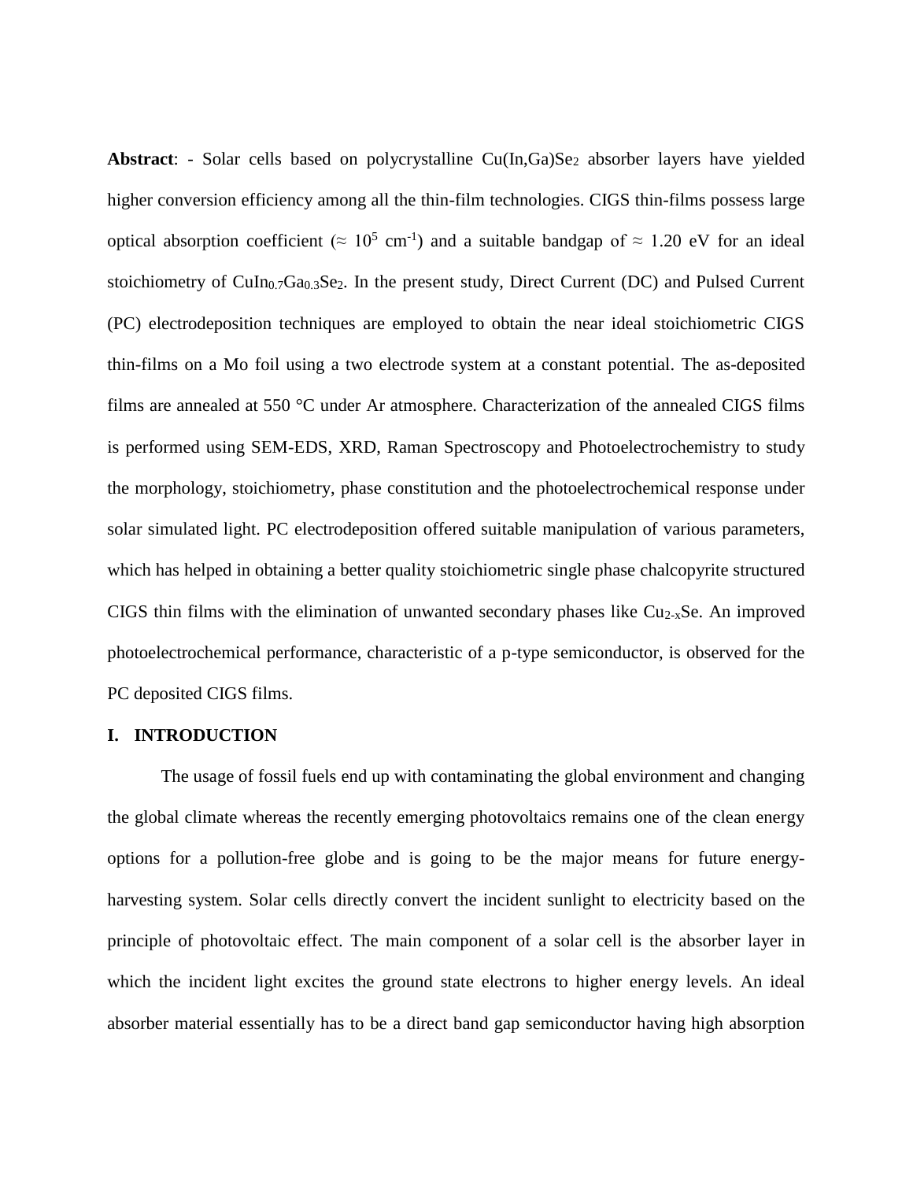**Abstract**: - Solar cells based on polycrystalline $Cu(In,Ga)Se_2$ absorber layers have yielded higher conversion efficiency among all the thin-film technologies. CIGS thin-films possess large optical absorption coefficient ($\approx 10^5$ cm$^{-1}$) and a suitable bandgap of $\approx$ 1.20 eV for an ideal stoichiometry of $CuIn_{0.7}Ga_{0.3}Se_2$. In the present study, Direct Current (DC) and Pulsed Current (PC) electrodeposition techniques are employed to obtain the near ideal stoichiometric CIGS thin-films on a Mo foil using a two electrode system at a constant potential. The as-deposited films are annealed at 550 °C under Ar atmosphere. Characterization of the annealed CIGS films is performed using SEM-EDS, XRD, Raman Spectroscopy and Photoelectrochemistry to study the morphology, stoichiometry, phase constitution and the photoelectrochemical response under solar simulated light. PC electrodeposition offered suitable manipulation of various parameters, which has helped in obtaining a better quality stoichiometric single phase chalcopyrite structured CIGS thin films with the elimination of unwanted secondary phases like $Cu_{2-x}Se$. An improved photoelectrochemical performance, characteristic of a p-type semiconductor, is observed for the PC deposited CIGS films.

## I. INTRODUCTION

The usage of fossil fuels end up with contaminating the global environment and changing the global climate whereas the recently emerging photovoltaics remains one of the clean energy options for a pollution-free globe and is going to be the major means for future energy-harvesting system. Solar cells directly convert the incident sunlight to electricity based on the principle of photovoltaic effect. The main component of a solar cell is the absorber layer in which the incident light excites the ground state electrons to higher energy levels. An ideal absorber material essentially has to be a direct band gap semiconductor having high absorption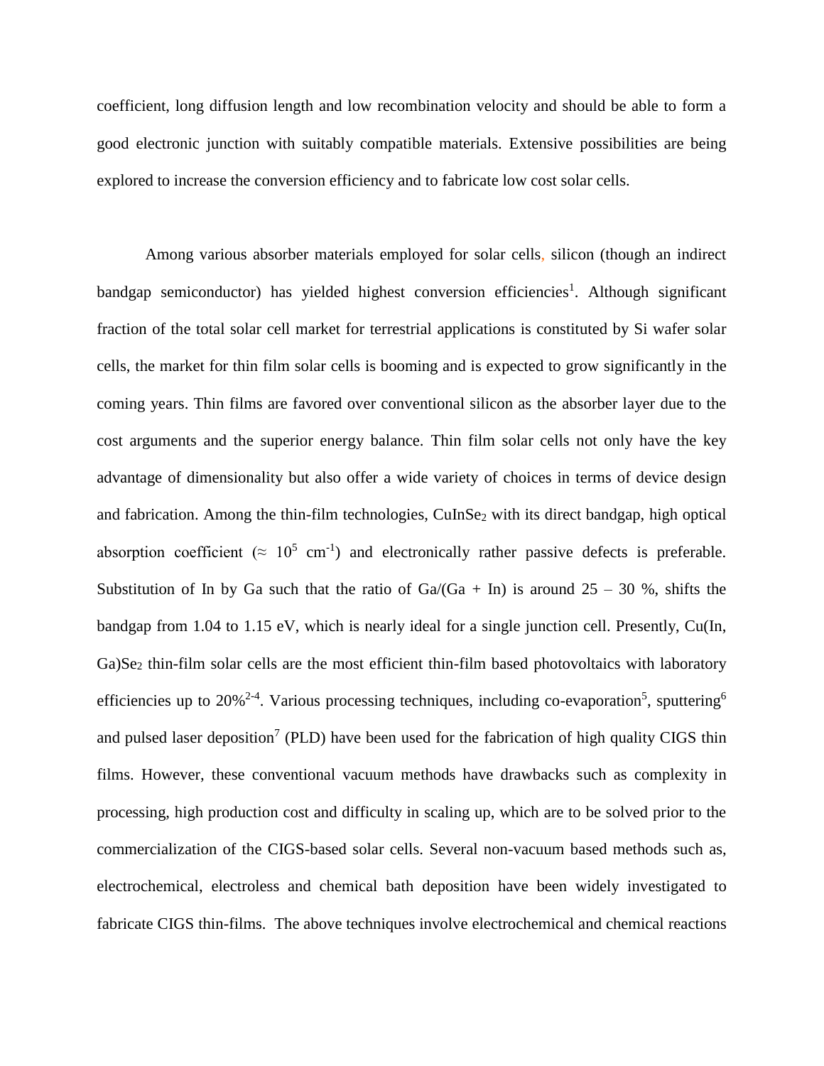coefficient, long diffusion length and low recombination velocity and should be able to form a good electronic junction with suitably compatible materials. Extensive possibilities are being explored to increase the conversion efficiency and to fabricate low cost solar cells.

Among various absorber materials employed for solar cells, silicon (though an indirect bandgap semiconductor) has yielded highest conversion efficiencies[1]. Although significant fraction of the total solar cell market for terrestrial applications is constituted by Si wafer solar cells, the market for thin film solar cells is booming and is expected to grow significantly in the coming years. Thin films are favored over conventional silicon as the absorber layer due to the cost arguments and the superior energy balance. Thin film solar cells not only have the key advantage of dimensionality but also offer a wide variety of choices in terms of device design and fabrication. Among the thin-film technologies, $CuInSe_2$ with its direct bandgap, high optical absorption coefficient ($\approx 10^5$ $cm^{-1}$) and electronically rather passive defects is preferable. Substitution of In by Ga such that the ratio of Ga/(Ga + In) is around 25 – 30 %, shifts the bandgap from 1.04 to 1.15 eV, which is nearly ideal for a single junction cell. Presently, Cu(In, Ga)$Se_2$ thin-film solar cells are the most efficient thin-film based photovoltaics with laboratory efficiencies up to 20%[2-4]. Various processing techniques, including co-evaporation[5], sputtering[6] and pulsed laser deposition[7] (PLD) have been used for the fabrication of high quality CIGS thin films. However, these conventional vacuum methods have drawbacks such as complexity in processing, high production cost and difficulty in scaling up, which are to be solved prior to the commercialization of the CIGS-based solar cells. Several non-vacuum based methods such as, electrochemical, electroless and chemical bath deposition have been widely investigated to fabricate CIGS thin-films. The above techniques involve electrochemical and chemical reactions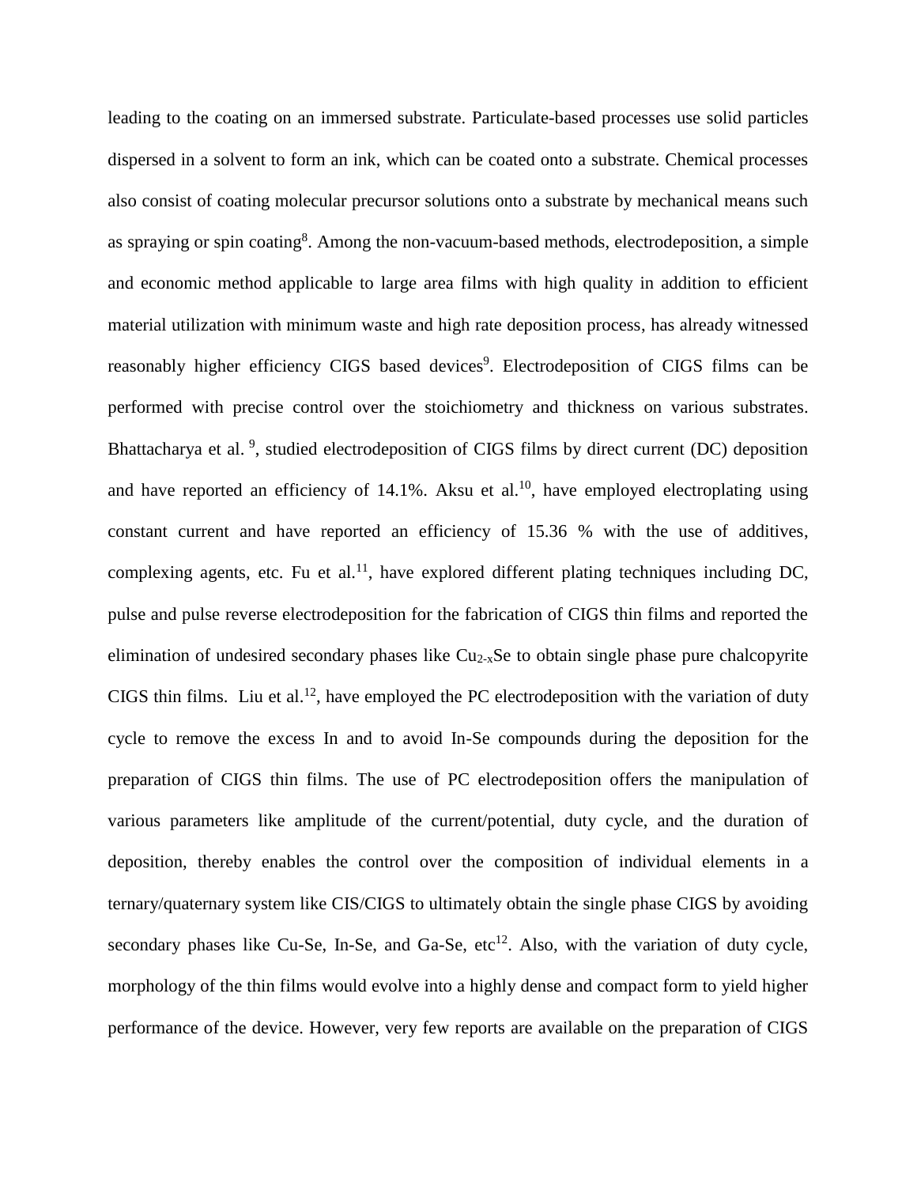leading to the coating on an immersed substrate. Particulate-based processes use solid particles dispersed in a solvent to form an ink, which can be coated onto a substrate. Chemical processes also consist of coating molecular precursor solutions onto a substrate by mechanical means such as spraying or spin coating[8]. Among the non-vacuum-based methods, electrodeposition, a simple and economic method applicable to large area films with high quality in addition to efficient material utilization with minimum waste and high rate deposition process, has already witnessed reasonably higher efficiency CIGS based devices[9]. Electrodeposition of CIGS films can be performed with precise control over the stoichiometry and thickness on various substrates. Bhattacharya et al. [9], studied electrodeposition of CIGS films by direct current (DC) deposition and have reported an efficiency of 14.1%. Aksu et al.[10], have employed electroplating using constant current and have reported an efficiency of 15.36 % with the use of additives, complexing agents, etc. Fu et al.[11], have explored different plating techniques including DC, pulse and pulse reverse electrodeposition for the fabrication of CIGS thin films and reported the elimination of undesired secondary phases like $Cu_{2-x}Se$ to obtain single phase pure chalcopyrite CIGS thin films. Liu et al.[12], have employed the PC electrodeposition with the variation of duty cycle to remove the excess In and to avoid In-Se compounds during the deposition for the preparation of CIGS thin films. The use of PC electrodeposition offers the manipulation of various parameters like amplitude of the current/potential, duty cycle, and the duration of deposition, thereby enables the control over the composition of individual elements in a ternary/quaternary system like CIS/CIGS to ultimately obtain the single phase CIGS by avoiding secondary phases like Cu-Se, In-Se, and Ga-Se, etc[12]. Also, with the variation of duty cycle, morphology of the thin films would evolve into a highly dense and compact form to yield higher performance of the device. However, very few reports are available on the preparation of CIGS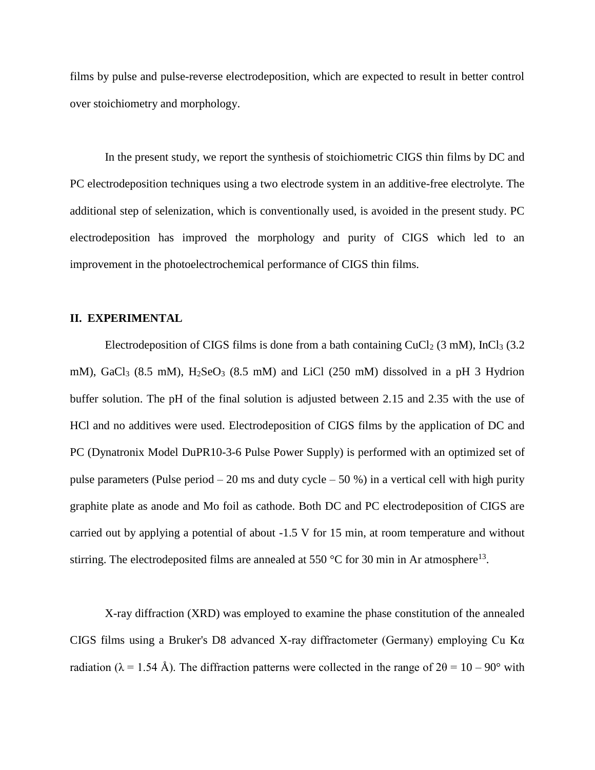films by pulse and pulse-reverse electrodeposition, which are expected to result in better control over stoichiometry and morphology.

In the present study, we report the synthesis of stoichiometric CIGS thin films by DC and PC electrodeposition techniques using a two electrode system in an additive-free electrolyte. The additional step of selenization, which is conventionally used, is avoided in the present study. PC electrodeposition has improved the morphology and purity of CIGS which led to an improvement in the photoelectrochemical performance of CIGS thin films.

## II. EXPERIMENTAL

Electrodeposition of CIGS films is done from a bath containing $CuCl_2$ (3 mM), $InCl_3$ (3.2 mM), $GaCl_3$ (8.5 mM), $H_2SeO_3$ (8.5 mM) and LiCl (250 mM) dissolved in a pH 3 Hydrion buffer solution. The pH of the final solution is adjusted between 2.15 and 2.35 with the use of HCl and no additives were used. Electrodeposition of CIGS films by the application of DC and PC (Dynatronix Model DuPR10-3-6 Pulse Power Supply) is performed with an optimized set of pulse parameters (Pulse period – 20 ms and duty cycle – 50 %) in a vertical cell with high purity graphite plate as anode and Mo foil as cathode. Both DC and PC electrodeposition of CIGS are carried out by applying a potential of about -1.5 V for 15 min, at room temperature and without stirring. The electrodeposited films are annealed at 550 °C for 30 min in Ar atmosphere[13].

X-ray diffraction (XRD) was employed to examine the phase constitution of the annealed CIGS films using a Bruker's D8 advanced X-ray diffractometer (Germany) employing Cu Kα radiation ($\lambda$ = 1.54 Å). The diffraction patterns were collected in the range of $2\theta = 10 – 90°$ with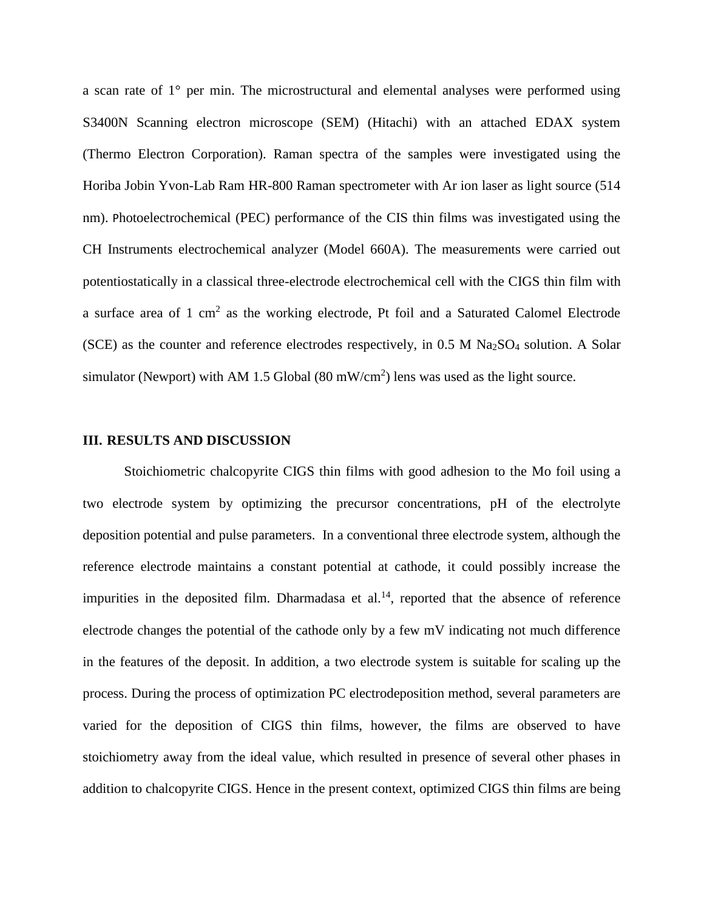a scan rate of 1° per min. The microstructural and elemental analyses were performed using S3400N Scanning electron microscope (SEM) (Hitachi) with an attached EDAX system (Thermo Electron Corporation). Raman spectra of the samples were investigated using the Horiba Jobin Yvon-Lab Ram HR-800 Raman spectrometer with Ar ion laser as light source (514 nm). Photoelectrochemical (PEC) performance of the CIS thin films was investigated using the CH Instruments electrochemical analyzer (Model 660A). The measurements were carried out potentiostatically in a classical three-electrode electrochemical cell with the CIGS thin film with a surface area of 1 $cm^2$ as the working electrode, Pt foil and a Saturated Calomel Electrode (SCE) as the counter and reference electrodes respectively, in 0.5 M $Na_2SO_4$ solution. A Solar simulator (Newport) with AM 1.5 Global (80 $mW/cm^2$) lens was used as the light source.

## III. RESULTS AND DISCUSSION

Stoichiometric chalcopyrite CIGS thin films with good adhesion to the Mo foil using a two electrode system by optimizing the precursor concentrations, pH of the electrolyte deposition potential and pulse parameters. In a conventional three electrode system, although the reference electrode maintains a constant potential at cathode, it could possibly increase the impurities in the deposited film. Dharmadasa et al.[14], reported that the absence of reference electrode changes the potential of the cathode only by a few mV indicating not much difference in the features of the deposit. In addition, a two electrode system is suitable for scaling up the process. During the process of optimization PC electrodeposition method, several parameters are varied for the deposition of CIGS thin films, however, the films are observed to have stoichiometry away from the ideal value, which resulted in presence of several other phases in addition to chalcopyrite CIGS. Hence in the present context, optimized CIGS thin films are being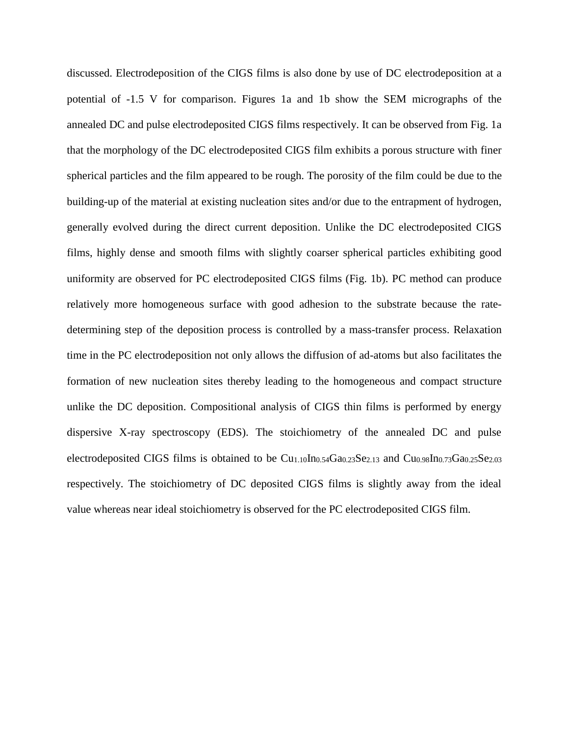discussed. Electrodeposition of the CIGS films is also done by use of DC electrodeposition at a potential of -1.5 V for comparison. Figures 1a and 1b show the SEM micrographs of the annealed DC and pulse electrodeposited CIGS films respectively. It can be observed from Fig. 1a that the morphology of the DC electrodeposited CIGS film exhibits a porous structure with finer spherical particles and the film appeared to be rough. The porosity of the film could be due to the building-up of the material at existing nucleation sites and/or due to the entrapment of hydrogen, generally evolved during the direct current deposition. Unlike the DC electrodeposited CIGS films, highly dense and smooth films with slightly coarser spherical particles exhibiting good uniformity are observed for PC electrodeposited CIGS films (Fig. 1b). PC method can produce relatively more homogeneous surface with good adhesion to the substrate because the rate-determining step of the deposition process is controlled by a mass-transfer process. Relaxation time in the PC electrodeposition not only allows the diffusion of ad-atoms but also facilitates the formation of new nucleation sites thereby leading to the homogeneous and compact structure unlike the DC deposition. Compositional analysis of CIGS thin films is performed by energy dispersive X-ray spectroscopy (EDS). The stoichiometry of the annealed DC and pulse electrodeposited CIGS films is obtained to be $Cu_{1.10}In_{0.54}Ga_{0.23}Se_{2.13}$ and $Cu_{0.98}In_{0.73}Ga_{0.25}Se_{2.03}$ respectively. The stoichiometry of DC deposited CIGS films is slightly away from the ideal value whereas near ideal stoichiometry is observed for the PC electrodeposited CIGS film.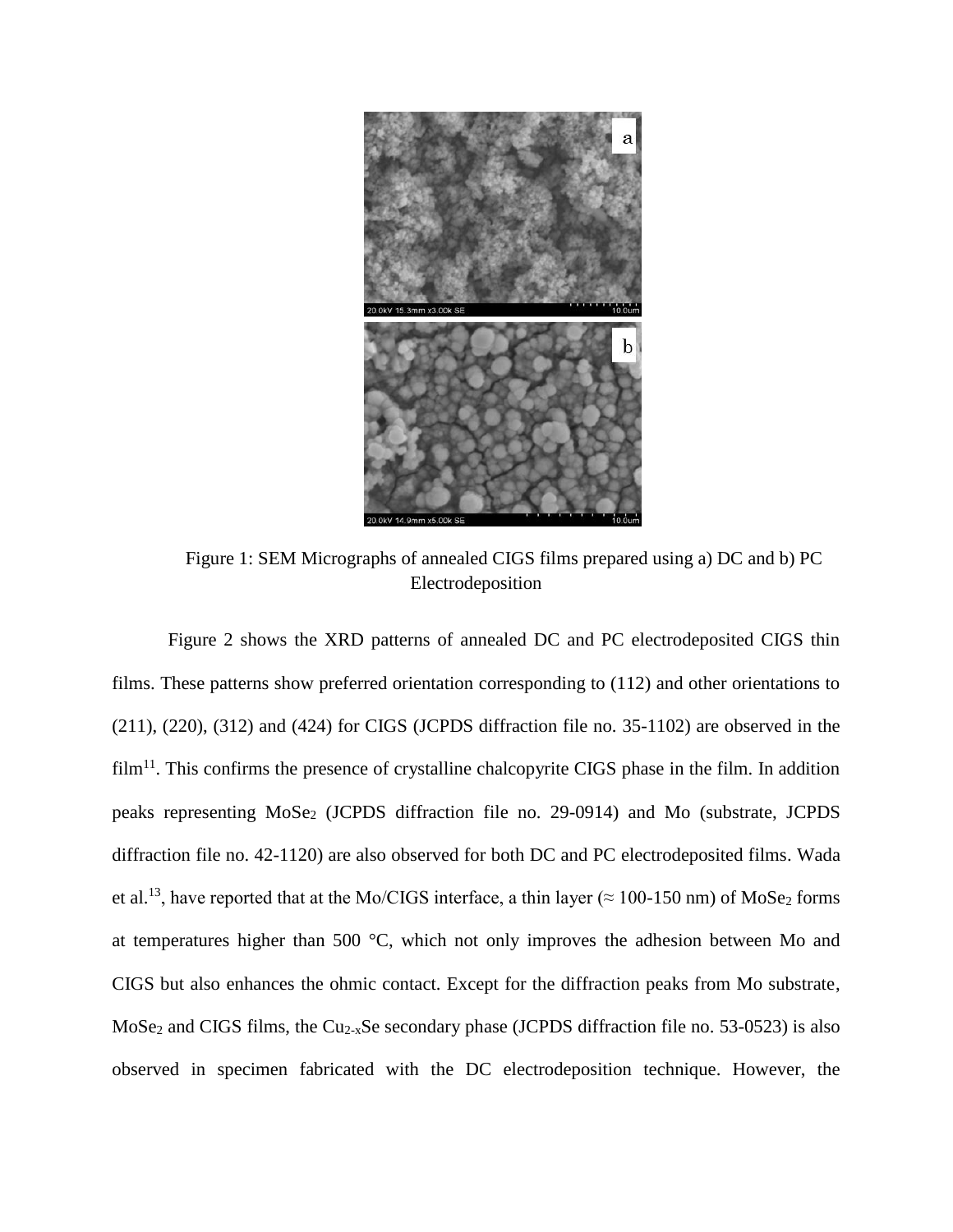Figure 1: SEM Micrographs of annealed CIGS films prepared using a) DC and b) PC Electrodeposition

Figure 2 shows the XRD patterns of annealed DC and PC electrodeposited CIGS thin films. These patterns show preferred orientation corresponding to (112) and other orientations to (211), (220), (312) and (424) for CIGS (JCPDS diffraction file no. 35-1102) are observed in the film[11]. This confirms the presence of crystalline chalcopyrite CIGS phase in the film. In addition peaks representing $MoSe_2$ (JCPDS diffraction file no. 29-0914) and Mo (substrate, JCPDS diffraction file no. 42-1120) are also observed for both DC and PC electrodeposited films. Wada et al.[13], have reported that at the Mo/CIGS interface, a thin layer (≈ 100-150 nm) of $MoSe_2$ forms at temperatures higher than 500 °C, which not only improves the adhesion between Mo and CIGS but also enhances the ohmic contact. Except for the diffraction peaks from Mo substrate, $MoSe_2$ and CIGS films, the $Cu_{2-x}Se$ secondary phase (JCPDS diffraction file no. 53-0523) is also observed in specimen fabricated with the DC electrodeposition technique. However, the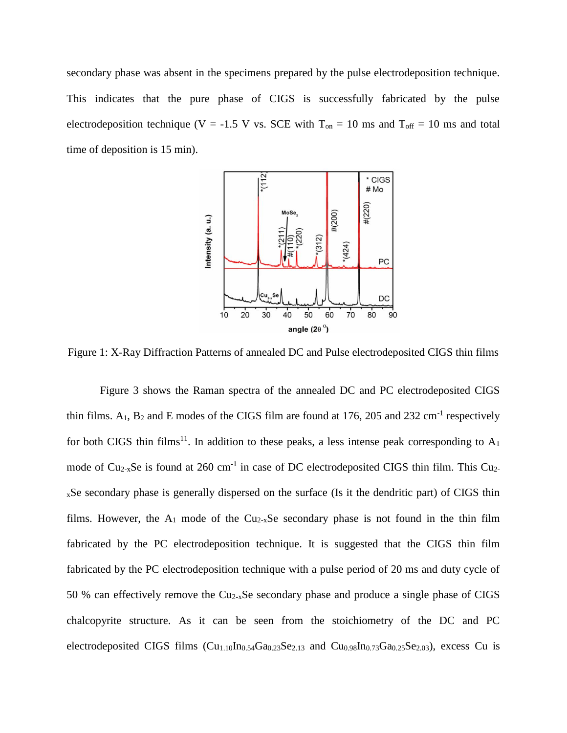secondary phase was absent in the specimens prepared by the pulse electrodeposition technique. This indicates that the pure phase of CIGS is successfully fabricated by the pulse electrodeposition technique (V = -1.5 V vs. SCE with $T_{on}$ = 10 ms and $T_{off}$ = 10 ms and total time of deposition is 15 min).

Figure 1: X-Ray Diffraction Patterns of annealed DC and Pulse electrodeposited CIGS thin films

Figure 3 shows the Raman spectra of the annealed DC and PC electrodeposited CIGS thin films. $A_1$, $B_2$ and E modes of the CIGS film are found at 176, 205 and 232 $cm^{-1}$ respectively for both CIGS thin films[11]. In addition to these peaks, a less intense peak corresponding to $A_1$ mode of $Cu_{2-x}Se$ is found at 260 $cm^{-1}$ in case of DC electrodeposited CIGS thin film. This $Cu_{2-x}Se$ secondary phase is generally dispersed on the surface (Is it the dendritic part) of CIGS thin films. However, the $A_1$ mode of the $Cu_{2-x}Se$ secondary phase is not found in the thin film fabricated by the PC electrodeposition technique. It is suggested that the CIGS thin film fabricated by the PC electrodeposition technique with a pulse period of 20 ms and duty cycle of 50 % can effectively remove the $Cu_{2-x}Se$ secondary phase and produce a single phase of CIGS chalcopyrite structure. As it can be seen from the stoichiometry of the DC and PC electrodeposited CIGS films ($Cu_{1.10}In_{0.54}Ga_{0.23}Se_{2.13}$ and $Cu_{0.98}In_{0.73}Ga_{0.25}Se_{2.03}$), excess Cu is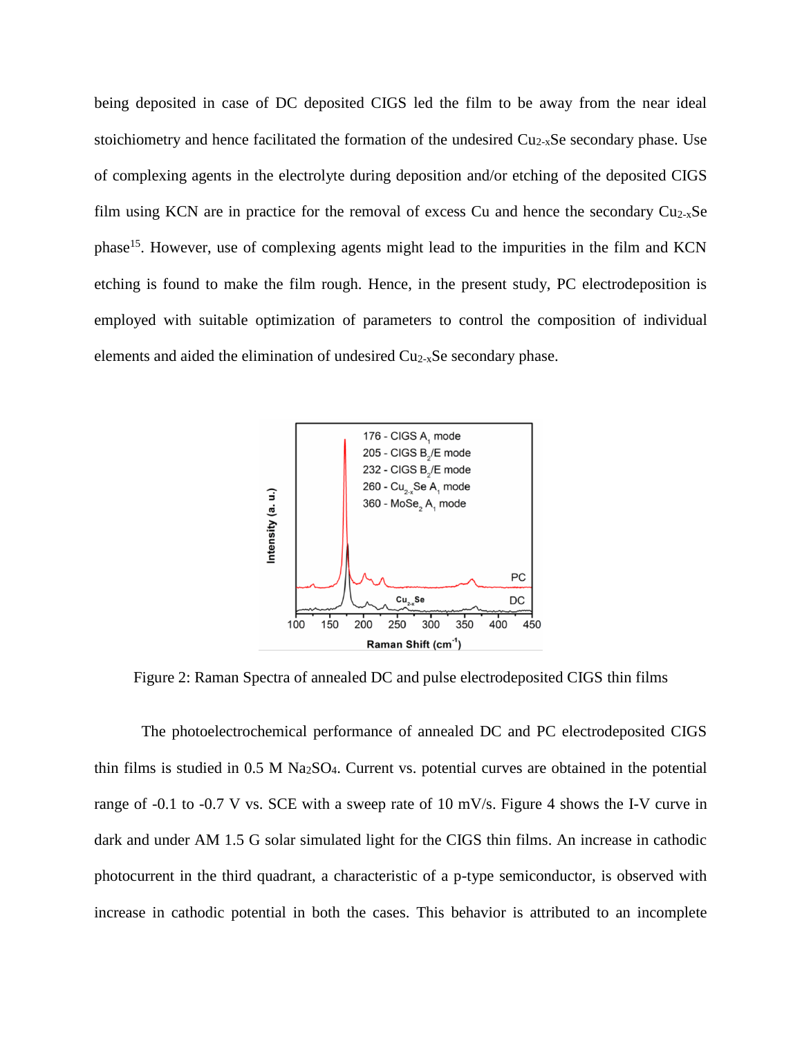being deposited in case of DC deposited CIGS led the film to be away from the near ideal stoichiometry and hence facilitated the formation of the undesired $Cu_{2-x}Se$ secondary phase. Use of complexing agents in the electrolyte during deposition and/or etching of the deposited CIGS film using KCN are in practice for the removal of excess Cu and hence the secondary $Cu_{2-x}Se$ phase[15]. However, use of complexing agents might lead to the impurities in the film and KCN etching is found to make the film rough. Hence, in the present study, PC electrodeposition is employed with suitable optimization of parameters to control the composition of individual elements and aided the elimination of undesired $Cu_{2-x}Se$ secondary phase.

Figure 2: Raman Spectra of annealed DC and pulse electrodeposited CIGS thin films

The photoelectrochemical performance of annealed DC and PC electrodeposited CIGS thin films is studied in 0.5 M $Na_2SO_4$. Current vs. potential curves are obtained in the potential range of -0.1 to -0.7 V vs. SCE with a sweep rate of 10 mV/s. Figure 4 shows the I-V curve in dark and under AM 1.5 G solar simulated light for the CIGS thin films. An increase in cathodic photocurrent in the third quadrant, a characteristic of a p-type semiconductor, is observed with increase in cathodic potential in both the cases. This behavior is attributed to an incomplete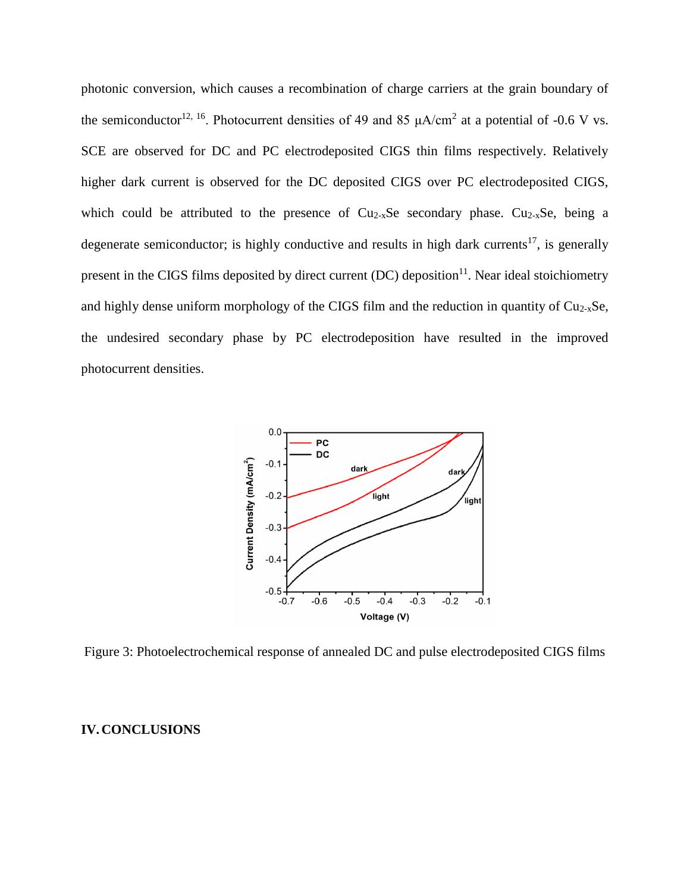photonic conversion, which causes a recombination of charge carriers at the grain boundary of the semiconductor[12, 16]. Photocurrent densities of 49 and 85 μA/cm$^2$ at a potential of -0.6 V vs. SCE are observed for DC and PC electrodeposited CIGS thin films respectively. Relatively higher dark current is observed for the DC deposited CIGS over PC electrodeposited CIGS, which could be attributed to the presence of $Cu_{2-x}Se$ secondary phase. $Cu_{2-x}Se$, being a degenerate semiconductor; is highly conductive and results in high dark currents[17], is generally present in the CIGS films deposited by direct current (DC) deposition[11]. Near ideal stoichiometry and highly dense uniform morphology of the CIGS film and the reduction in quantity of $Cu_{2-x}Se$, the undesired secondary phase by PC electrodeposition have resulted in the improved photocurrent densities.

Figure 3: Photoelectrochemical response of annealed DC and pulse electrodeposited CIGS films

## IV. CONCLUSIONS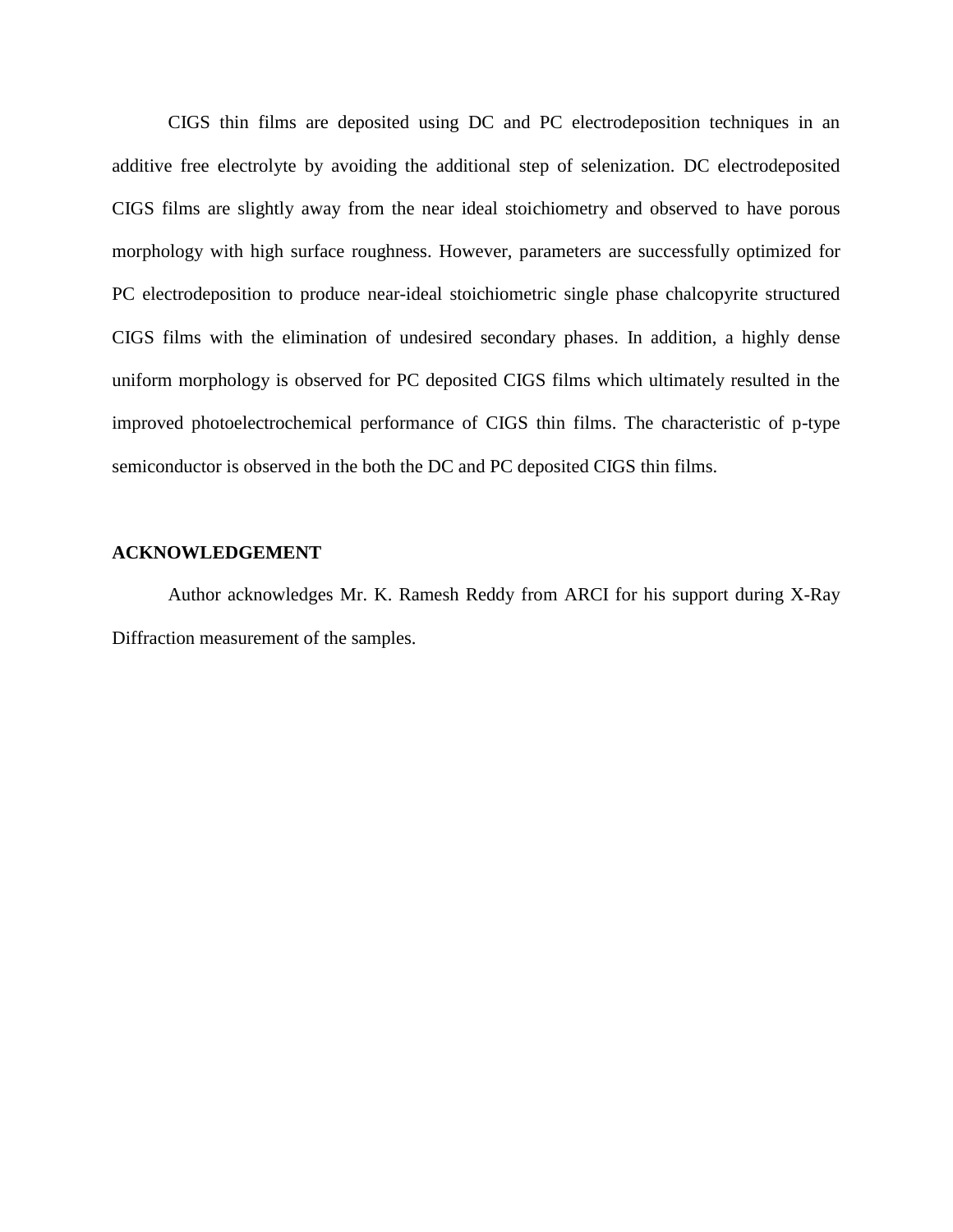CIGS thin films are deposited using DC and PC electrodeposition techniques in an additive free electrolyte by avoiding the additional step of selenization. DC electrodeposited CIGS films are slightly away from the near ideal stoichiometry and observed to have porous morphology with high surface roughness. However, parameters are successfully optimized for PC electrodeposition to produce near-ideal stoichiometric single phase chalcopyrite structured CIGS films with the elimination of undesired secondary phases. In addition, a highly dense uniform morphology is observed for PC deposited CIGS films which ultimately resulted in the improved photoelectrochemical performance of CIGS thin films. The characteristic of p-type semiconductor is observed in the both the DC and PC deposited CIGS thin films.

**ACKNOWLEDGEMENT**

Author acknowledges Mr. K. Ramesh Reddy from ARCI for his support during X-Ray Diffraction measurement of the samples.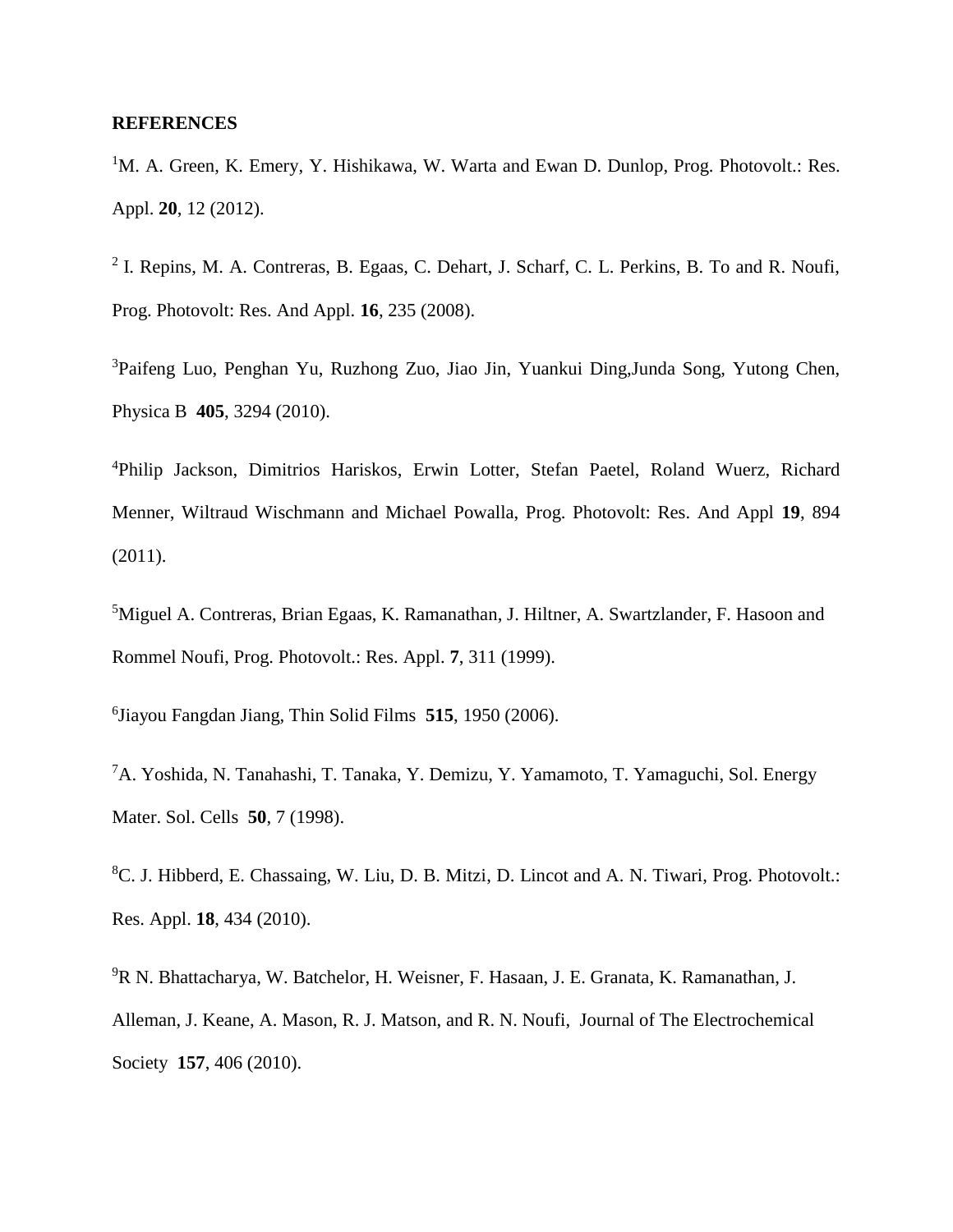**REFERENCES**

[1]M. A. Green, K. Emery, Y. Hishikawa, W. Warta and Ewan D. Dunlop, Prog. Photovolt.: Res. Appl. **20**, 12 (2012).

[2] I. Repins, M. A. Contreras, B. Egaas, C. Dehart, J. Scharf, C. L. Perkins, B. To and R. Noufi, Prog. Photovolt: Res. And Appl. **16**, 235 (2008).

[3]Paifeng Luo, Penghan Yu, Ruzhong Zuo, Jiao Jin, Yuankui Ding,Junda Song, Yutong Chen, Physica B **405**, 3294 (2010).

[4]Philip Jackson, Dimitrios Hariskos, Erwin Lotter, Stefan Paetel, Roland Wuerz, Richard Menner, Wiltraud Wischmann and Michael Powalla, Prog. Photovolt: Res. And Appl **19**, 894 (2011).

[5]Miguel A. Contreras, Brian Egaas, K. Ramanathan, J. Hiltner, A. Swartzlander, F. Hasoon and Rommel Noufi, Prog. Photovolt.: Res. Appl. **7**, 311 (1999).

[6]Jiayou Fangdan Jiang, Thin Solid Films **515**, 1950 (2006).

[7]A. Yoshida, N. Tanahashi, T. Tanaka, Y. Demizu, Y. Yamamoto, T. Yamaguchi, Sol. Energy Mater. Sol. Cells **50**, 7 (1998).

[8]C. J. Hibberd, E. Chassaing, W. Liu, D. B. Mitzi, D. Lincot and A. N. Tiwari, Prog. Photovolt.: Res. Appl. **18**, 434 (2010).

[9]R N. Bhattacharya, W. Batchelor, H. Weisner, F. Hasaan, J. E. Granata, K. Ramanathan, J. Alleman, J. Keane, A. Mason, R. J. Matson, and R. N. Noufi, Journal of The Electrochemical Society **157**, 406 (2010).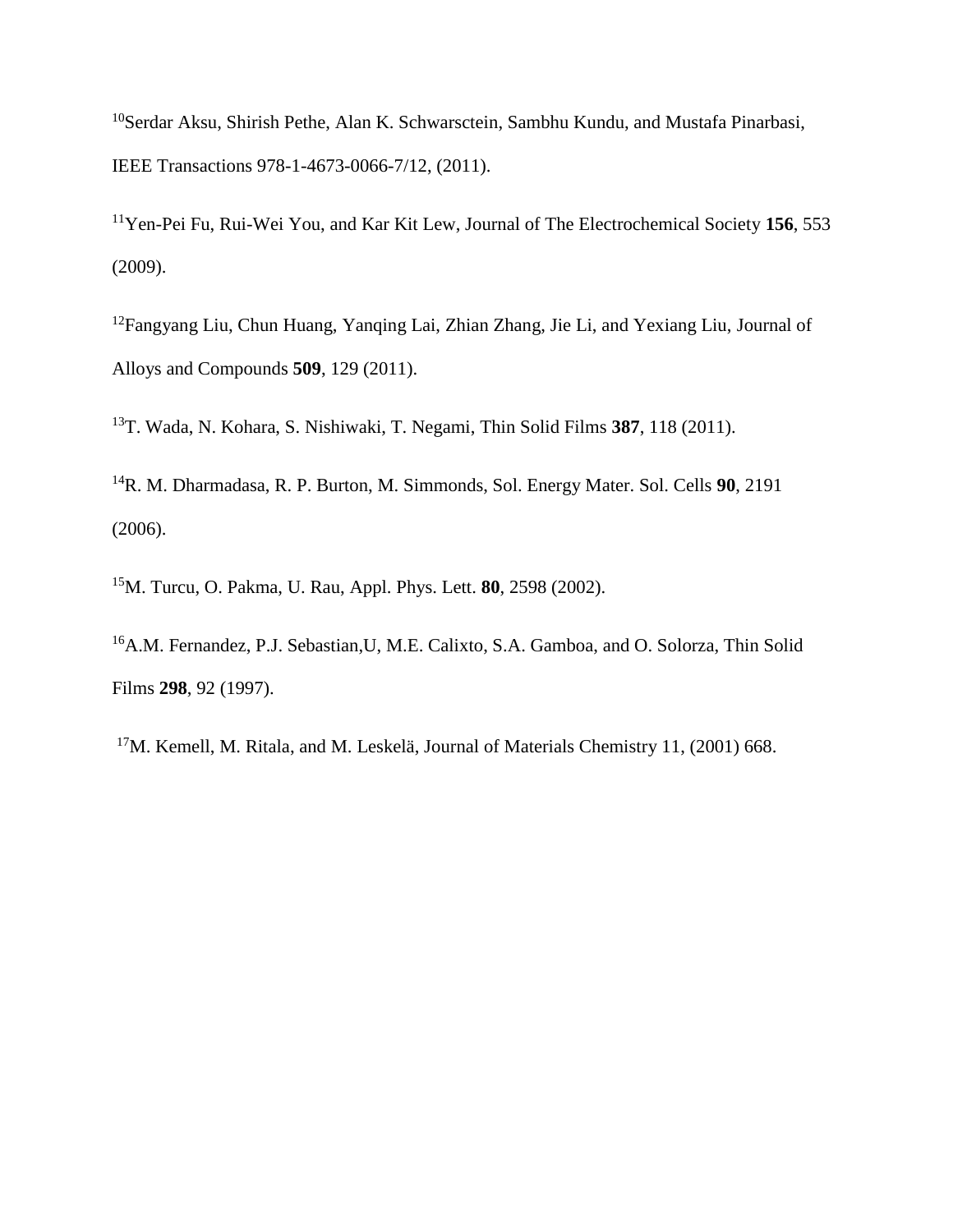[10]Serdar Aksu, Shirish Pethe, Alan K. Schwarsctein, Sambhu Kundu, and Mustafa Pinarbasi, IEEE Transactions 978-1-4673-0066-7/12, (2011).

[11]Yen-Pei Fu, Rui-Wei You, and Kar Kit Lew, Journal of The Electrochemical Society **156**, 553 (2009).

[12]Fangyang Liu, Chun Huang, Yanqing Lai, Zhian Zhang, Jie Li, and Yexiang Liu, Journal of Alloys and Compounds **509**, 129 (2011).

[13]T. Wada, N. Kohara, S. Nishiwaki, T. Negami, Thin Solid Films **387**, 118 (2011).

[14]R. M. Dharmadasa, R. P. Burton, M. Simmonds, Sol. Energy Mater. Sol. Cells **90**, 2191 (2006).

[15]M. Turcu, O. Pakma, U. Rau, Appl. Phys. Lett. **80**, 2598 (2002).

[16]A.M. Fernandez, P.J. Sebastian,U, M.E. Calixto, S.A. Gamboa, and O. Solorza, Thin Solid Films **298**, 92 (1997).

[17]M. Kemell, M. Ritala, and M. Leskelä, Journal of Materials Chemistry 11, (2001) 668.